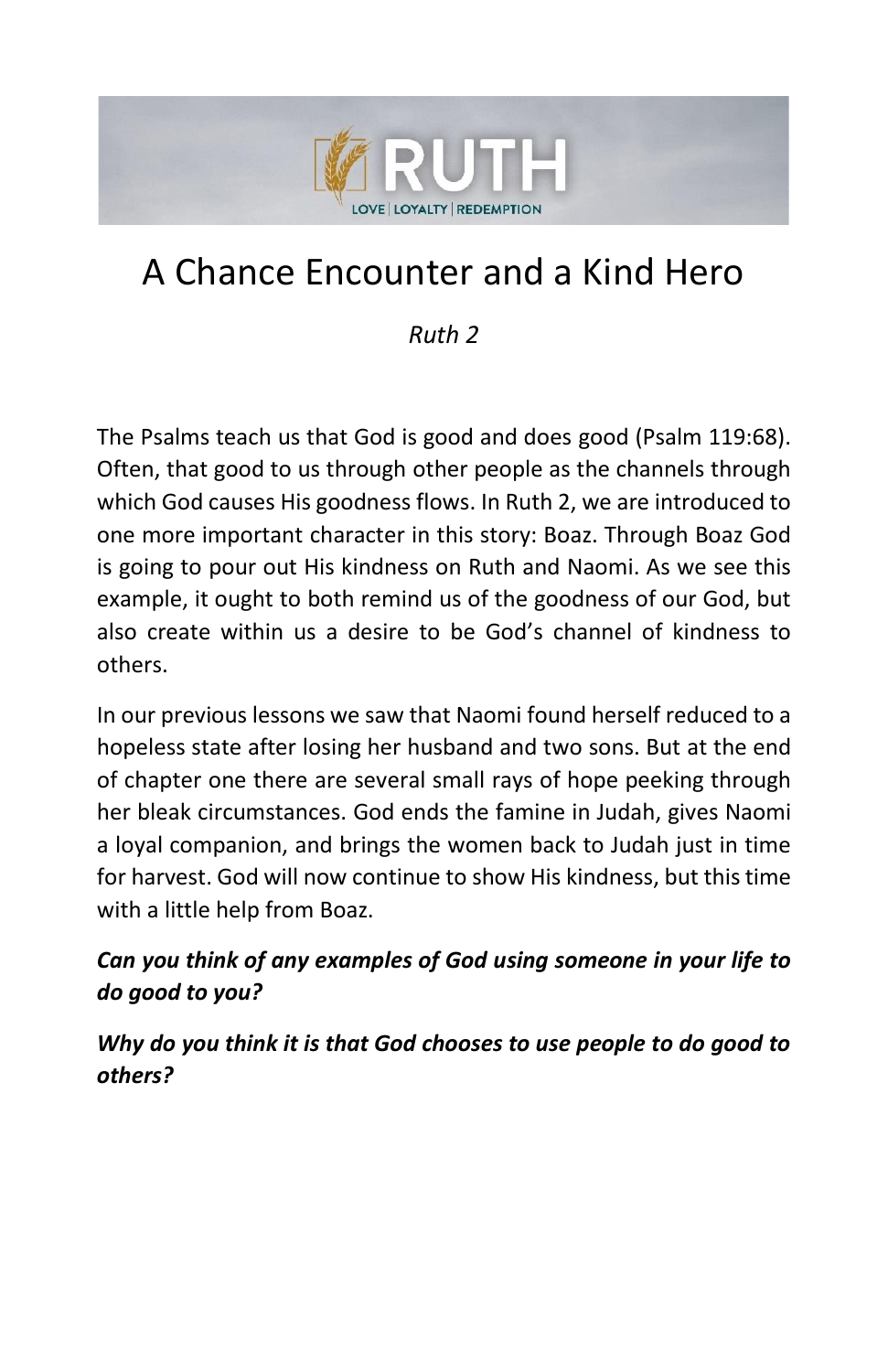# A Chance Encounter and a Kind Hero

*Ruth 2*

The Psalms teach us that God is good and does good (Psalm 119:68). Often, that good to us through other people as the channels through which God causes His goodness flows. In Ruth 2, we are introduced to one more important character in this story: Boaz. Through Boaz God is going to pour out His kindness on Ruth and Naomi. As we see this example, it ought to both remind us of the goodness of our God, but also create within us a desire to be God's channel of kindness to others.

In our previous lessons we saw that Naomi found herself reduced to a hopeless state after losing her husband and two sons. But at the end of chapter one there are several small rays of hope peeking through her bleak circumstances. God ends the famine in Judah, gives Naomi a loyal companion, and brings the women back to Judah just in time for harvest. God will now continue to show His kindness, but this time with a little help from Boaz.

***Can you think of any examples of God using someone in your life to do good to you?***

***Why do you think it is that God chooses to use people to do good to others?***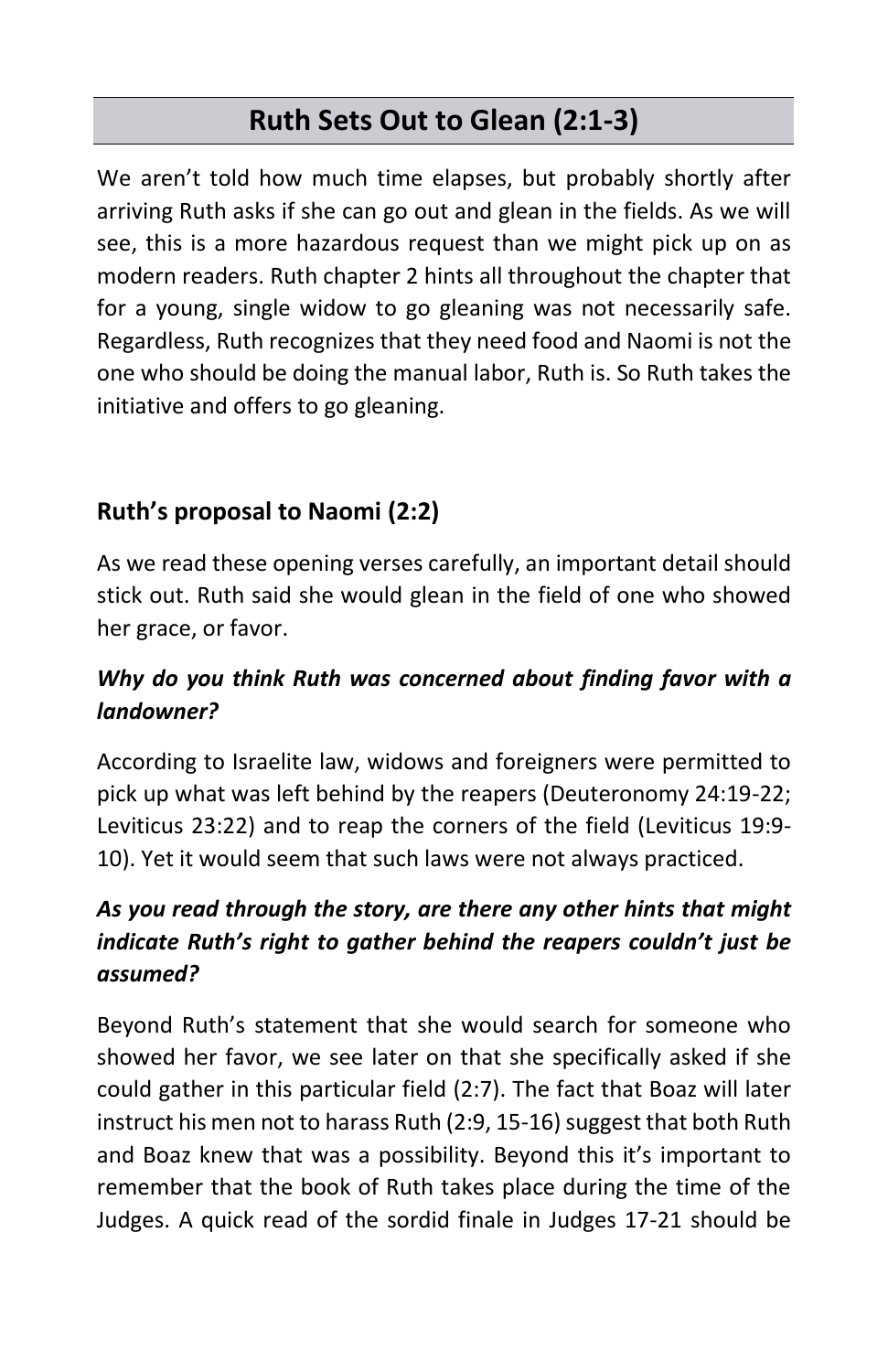## Ruth Sets Out to Glean (2:1-3)

We aren't told how much time elapses, but probably shortly after arriving Ruth asks if she can go out and glean in the fields. As we will see, this is a more hazardous request than we might pick up on as modern readers. Ruth chapter 2 hints all throughout the chapter that for a young, single widow to go gleaning was not necessarily safe. Regardless, Ruth recognizes that they need food and Naomi is not the one who should be doing the manual labor, Ruth is. So Ruth takes the initiative and offers to go gleaning.

### Ruth's proposal to Naomi (2:2)

As we read these opening verses carefully, an important detail should stick out. Ruth said she would glean in the field of one who showed her grace, or favor.

***Why do you think Ruth was concerned about finding favor with a landowner?***

According to Israelite law, widows and foreigners were permitted to pick up what was left behind by the reapers (Deuteronomy 24:19-22; Leviticus 23:22) and to reap the corners of the field (Leviticus 19:9-10). Yet it would seem that such laws were not always practiced.

***As you read through the story, are there any other hints that might indicate Ruth's right to gather behind the reapers couldn't just be assumed?***

Beyond Ruth's statement that she would search for someone who showed her favor, we see later on that she specifically asked if she could gather in this particular field (2:7). The fact that Boaz will later instruct his men not to harass Ruth (2:9, 15-16) suggest that both Ruth and Boaz knew that was a possibility. Beyond this it's important to remember that the book of Ruth takes place during the time of the Judges. A quick read of the sordid finale in Judges 17-21 should be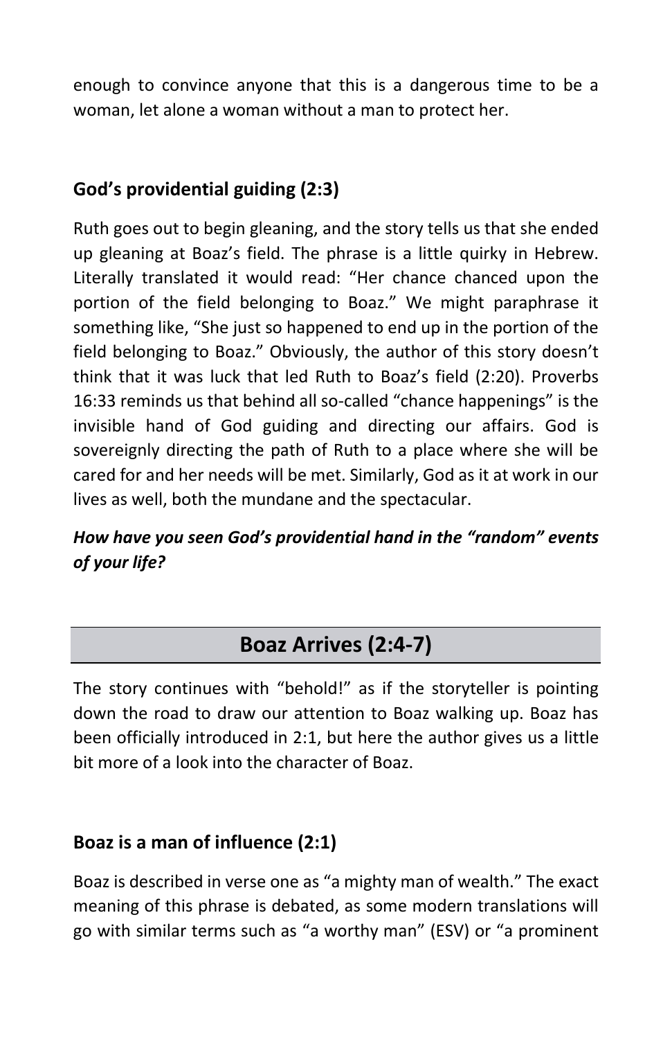enough to convince anyone that this is a dangerous time to be a woman, let alone a woman without a man to protect her.

### God's providential guiding (2:3)

Ruth goes out to begin gleaning, and the story tells us that she ended up gleaning at Boaz's field. The phrase is a little quirky in Hebrew. Literally translated it would read: "Her chance chanced upon the portion of the field belonging to Boaz." We might paraphrase it something like, "She just so happened to end up in the portion of the field belonging to Boaz." Obviously, the author of this story doesn't think that it was luck that led Ruth to Boaz's field (2:20). Proverbs 16:33 reminds us that behind all so-called "chance happenings" is the invisible hand of God guiding and directing our affairs. God is sovereignly directing the path of Ruth to a place where she will be cared for and her needs will be met. Similarly, God as it at work in our lives as well, both the mundane and the spectacular.

***How have you seen God's providential hand in the "random" events of your life?***

## Boaz Arrives (2:4-7)

The story continues with "behold!" as if the storyteller is pointing down the road to draw our attention to Boaz walking up. Boaz has been officially introduced in 2:1, but here the author gives us a little bit more of a look into the character of Boaz.

### Boaz is a man of influence (2:1)

Boaz is described in verse one as "a mighty man of wealth." The exact meaning of this phrase is debated, as some modern translations will go with similar terms such as "a worthy man" (ESV) or "a prominent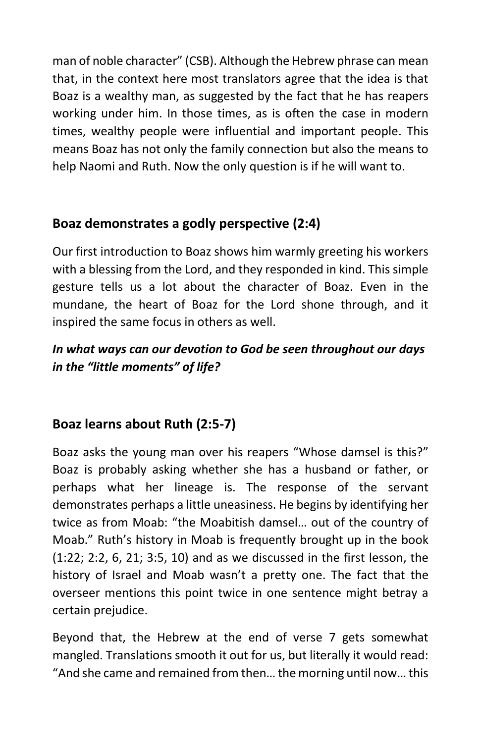man of noble character" (CSB). Although the Hebrew phrase can mean that, in the context here most translators agree that the idea is that Boaz is a wealthy man, as suggested by the fact that he has reapers working under him. In those times, as is often the case in modern times, wealthy people were influential and important people. This means Boaz has not only the family connection but also the means to help Naomi and Ruth. Now the only question is if he will want to.

## Boaz demonstrates a godly perspective (2:4)

Our first introduction to Boaz shows him warmly greeting his workers with a blessing from the Lord, and they responded in kind. This simple gesture tells us a lot about the character of Boaz. Even in the mundane, the heart of Boaz for the Lord shone through, and it inspired the same focus in others as well.

***In what ways can our devotion to God be seen throughout our days in the "little moments" of life?***

## Boaz learns about Ruth (2:5-7)

Boaz asks the young man over his reapers "Whose damsel is this?" Boaz is probably asking whether she has a husband or father, or perhaps what her lineage is. The response of the servant demonstrates perhaps a little uneasiness. He begins by identifying her twice as from Moab: "the Moabitish damsel… out of the country of Moab." Ruth's history in Moab is frequently brought up in the book (1:22; 2:2, 6, 21; 3:5, 10) and as we discussed in the first lesson, the history of Israel and Moab wasn't a pretty one. The fact that the overseer mentions this point twice in one sentence might betray a certain prejudice.

Beyond that, the Hebrew at the end of verse 7 gets somewhat mangled. Translations smooth it out for us, but literally it would read: "And she came and remained from then… the morning until now… this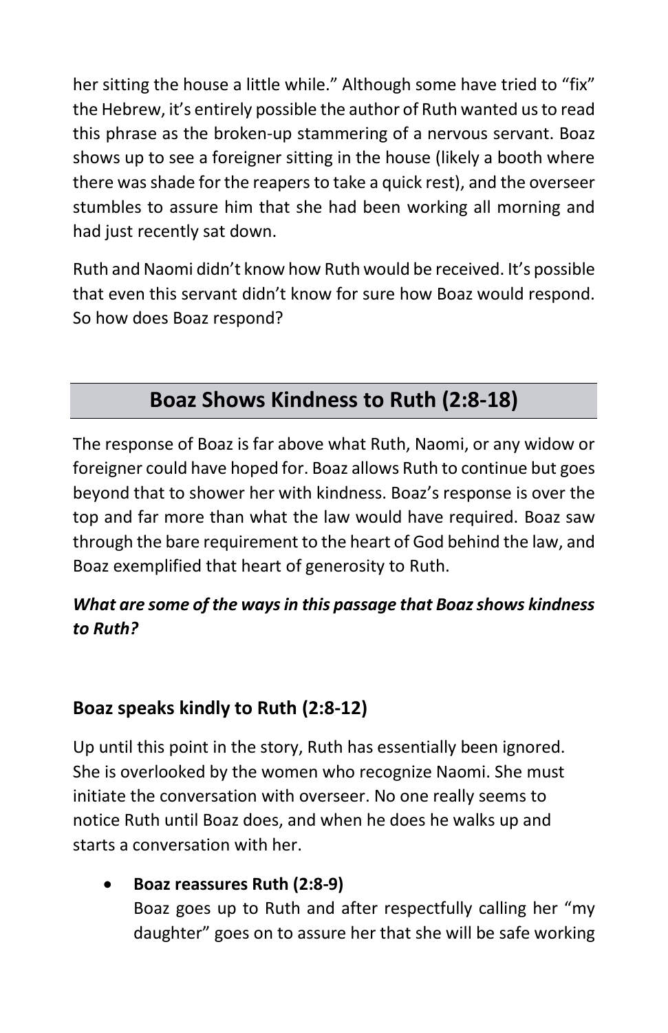her sitting the house a little while." Although some have tried to "fix" the Hebrew, it's entirely possible the author of Ruth wanted us to read this phrase as the broken-up stammering of a nervous servant. Boaz shows up to see a foreigner sitting in the house (likely a booth where there was shade for the reapers to take a quick rest), and the overseer stumbles to assure him that she had been working all morning and had just recently sat down.

Ruth and Naomi didn't know how Ruth would be received. It's possible that even this servant didn't know for sure how Boaz would respond. So how does Boaz respond?

## Boaz Shows Kindness to Ruth (2:8-18)

The response of Boaz is far above what Ruth, Naomi, or any widow or foreigner could have hoped for. Boaz allows Ruth to continue but goes beyond that to shower her with kindness. Boaz's response is over the top and far more than what the law would have required. Boaz saw through the bare requirement to the heart of God behind the law, and Boaz exemplified that heart of generosity to Ruth.

***What are some of the ways in this passage that Boaz shows kindness to Ruth?***

### Boaz speaks kindly to Ruth (2:8-12)

Up until this point in the story, Ruth has essentially been ignored. She is overlooked by the women who recognize Naomi. She must initiate the conversation with overseer. No one really seems to notice Ruth until Boaz does, and when he does he walks up and starts a conversation with her.

- **Boaz reassures Ruth (2:8-9)**
  Boaz goes up to Ruth and after respectfully calling her "my daughter" goes on to assure her that she will be safe working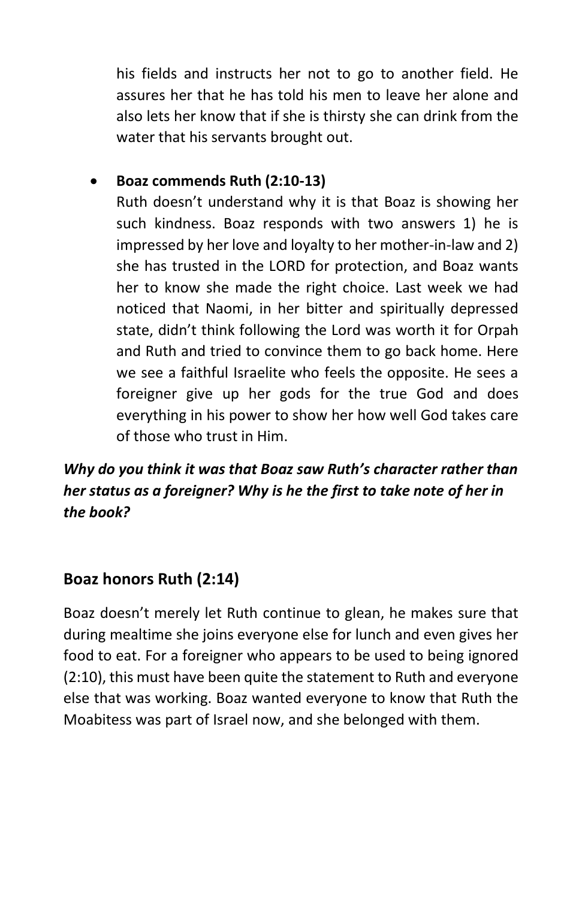his fields and instructs her not to go to another field. He assures her that he has told his men to leave her alone and also lets her know that if she is thirsty she can drink from the water that his servants brought out.

- **Boaz commends Ruth (2:10-13)**
  Ruth doesn't understand why it is that Boaz is showing her such kindness. Boaz responds with two answers 1) he is impressed by her love and loyalty to her mother-in-law and 2) she has trusted in the LORD for protection, and Boaz wants her to know she made the right choice. Last week we had noticed that Naomi, in her bitter and spiritually depressed state, didn't think following the Lord was worth it for Orpah and Ruth and tried to convince them to go back home. Here we see a faithful Israelite who feels the opposite. He sees a foreigner give up her gods for the true God and does everything in his power to show her how well God takes care of those who trust in Him.

***Why do you think it was that Boaz saw Ruth's character rather than her status as a foreigner? Why is he the first to take note of her in the book?***

## Boaz honors Ruth (2:14)

Boaz doesn't merely let Ruth continue to glean, he makes sure that during mealtime she joins everyone else for lunch and even gives her food to eat. For a foreigner who appears to be used to being ignored (2:10), this must have been quite the statement to Ruth and everyone else that was working. Boaz wanted everyone to know that Ruth the Moabitess was part of Israel now, and she belonged with them.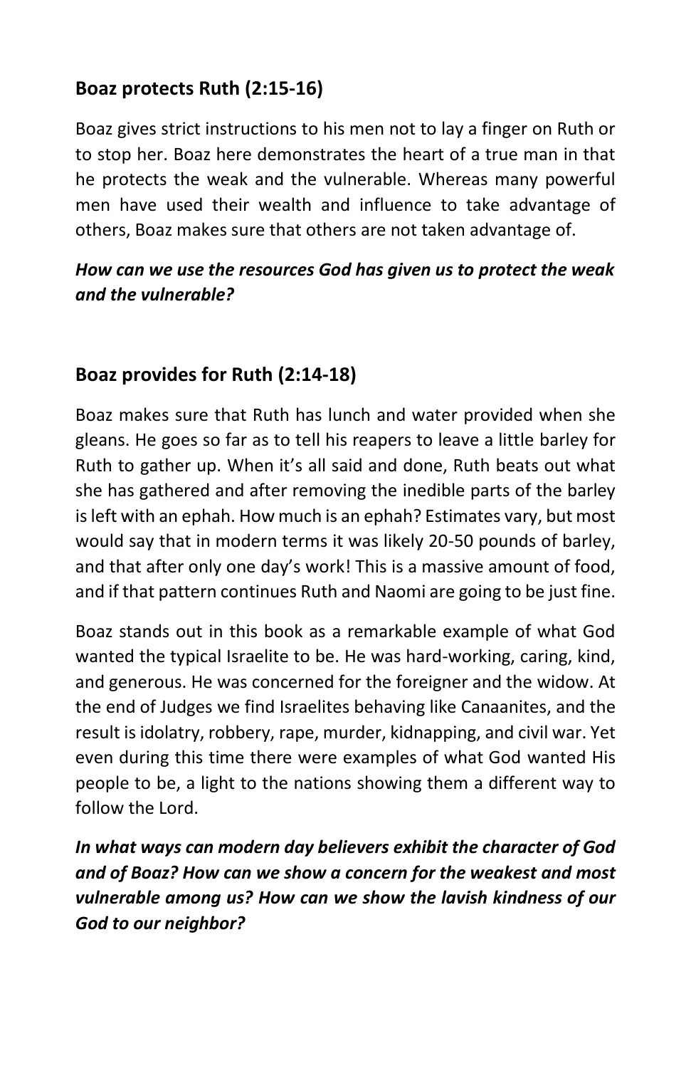## Boaz protects Ruth (2:15-16)

Boaz gives strict instructions to his men not to lay a finger on Ruth or to stop her. Boaz here demonstrates the heart of a true man in that he protects the weak and the vulnerable. Whereas many powerful men have used their wealth and influence to take advantage of others, Boaz makes sure that others are not taken advantage of.

***How can we use the resources God has given us to protect the weak and the vulnerable?***

## Boaz provides for Ruth (2:14-18)

Boaz makes sure that Ruth has lunch and water provided when she gleans. He goes so far as to tell his reapers to leave a little barley for Ruth to gather up. When it's all said and done, Ruth beats out what she has gathered and after removing the inedible parts of the barley is left with an ephah. How much is an ephah? Estimates vary, but most would say that in modern terms it was likely 20-50 pounds of barley, and that after only one day's work! This is a massive amount of food, and if that pattern continues Ruth and Naomi are going to be just fine.

Boaz stands out in this book as a remarkable example of what God wanted the typical Israelite to be. He was hard-working, caring, kind, and generous. He was concerned for the foreigner and the widow. At the end of Judges we find Israelites behaving like Canaanites, and the result is idolatry, robbery, rape, murder, kidnapping, and civil war. Yet even during this time there were examples of what God wanted His people to be, a light to the nations showing them a different way to follow the Lord.

***In what ways can modern day believers exhibit the character of God and of Boaz? How can we show a concern for the weakest and most vulnerable among us? How can we show the lavish kindness of our God to our neighbor?***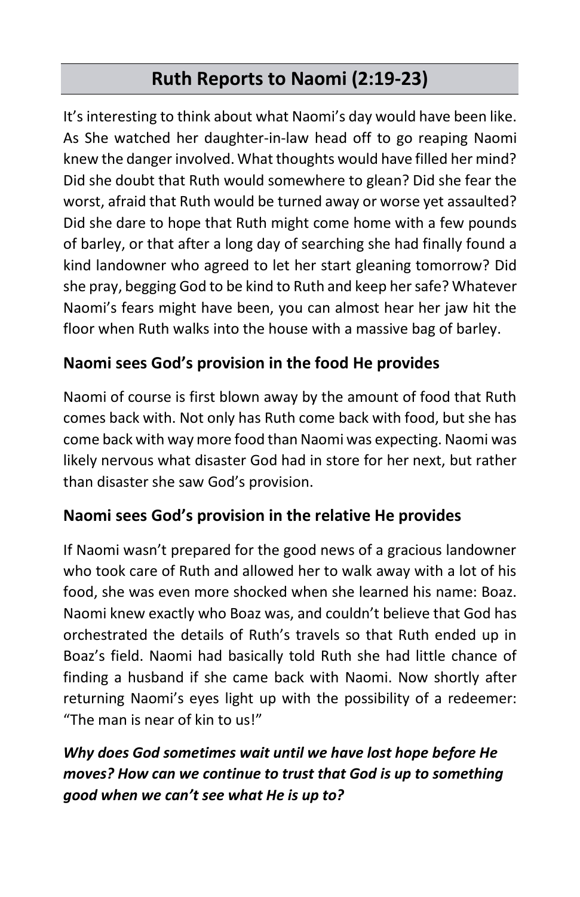## Ruth Reports to Naomi (2:19-23)

It's interesting to think about what Naomi's day would have been like. As She watched her daughter-in-law head off to go reaping Naomi knew the danger involved. What thoughts would have filled her mind? Did she doubt that Ruth would somewhere to glean? Did she fear the worst, afraid that Ruth would be turned away or worse yet assaulted? Did she dare to hope that Ruth might come home with a few pounds of barley, or that after a long day of searching she had finally found a kind landowner who agreed to let her start gleaning tomorrow? Did she pray, begging God to be kind to Ruth and keep her safe? Whatever Naomi's fears might have been, you can almost hear her jaw hit the floor when Ruth walks into the house with a massive bag of barley.

### Naomi sees God's provision in the food He provides

Naomi of course is first blown away by the amount of food that Ruth comes back with. Not only has Ruth come back with food, but she has come back with way more food than Naomi was expecting. Naomi was likely nervous what disaster God had in store for her next, but rather than disaster she saw God's provision.

### Naomi sees God's provision in the relative He provides

If Naomi wasn't prepared for the good news of a gracious landowner who took care of Ruth and allowed her to walk away with a lot of his food, she was even more shocked when she learned his name: Boaz. Naomi knew exactly who Boaz was, and couldn't believe that God has orchestrated the details of Ruth's travels so that Ruth ended up in Boaz's field. Naomi had basically told Ruth she had little chance of finding a husband if she came back with Naomi. Now shortly after returning Naomi's eyes light up with the possibility of a redeemer: "The man is near of kin to us!"

***Why does God sometimes wait until we have lost hope before He moves? How can we continue to trust that God is up to something good when we can't see what He is up to?***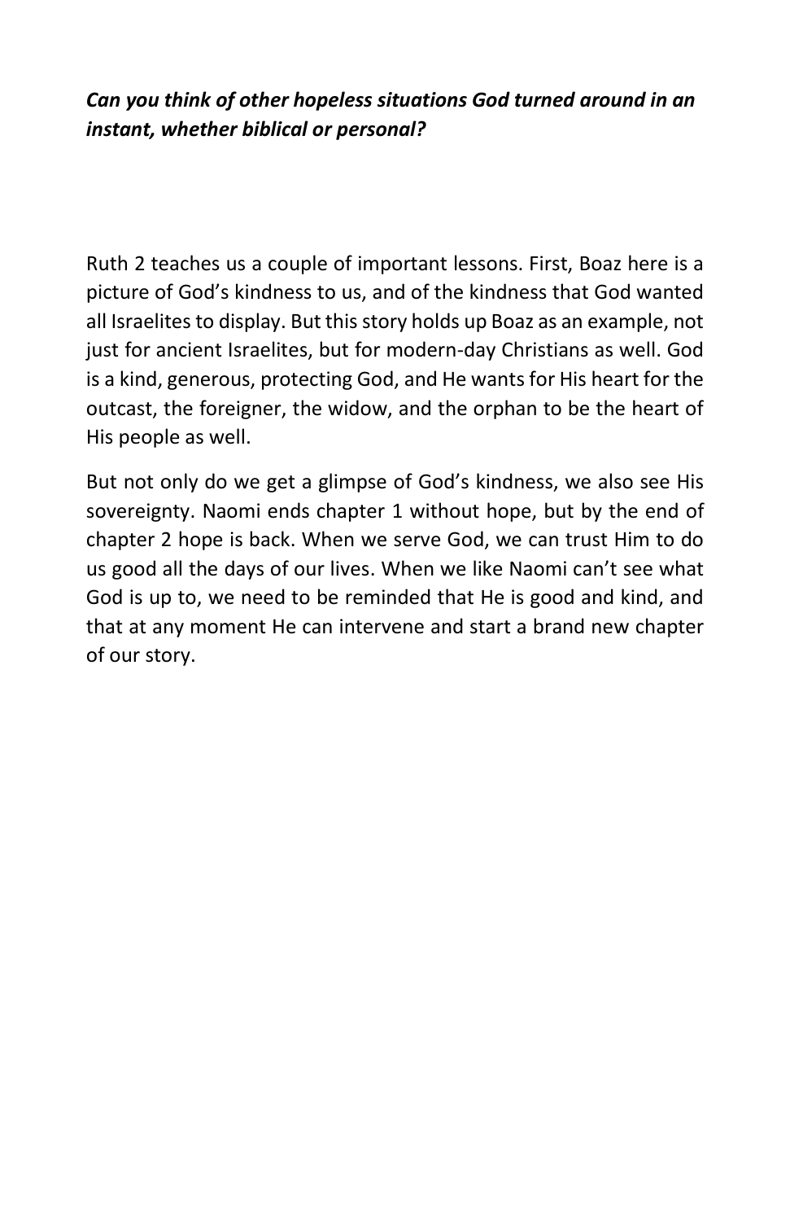***Can you think of other hopeless situations God turned around in an instant, whether biblical or personal?***

Ruth 2 teaches us a couple of important lessons. First, Boaz here is a picture of God's kindness to us, and of the kindness that God wanted all Israelites to display. But this story holds up Boaz as an example, not just for ancient Israelites, but for modern-day Christians as well. God is a kind, generous, protecting God, and He wants for His heart for the outcast, the foreigner, the widow, and the orphan to be the heart of His people as well.

But not only do we get a glimpse of God's kindness, we also see His sovereignty. Naomi ends chapter 1 without hope, but by the end of chapter 2 hope is back. When we serve God, we can trust Him to do us good all the days of our lives. When we like Naomi can't see what God is up to, we need to be reminded that He is good and kind, and that at any moment He can intervene and start a brand new chapter of our story.